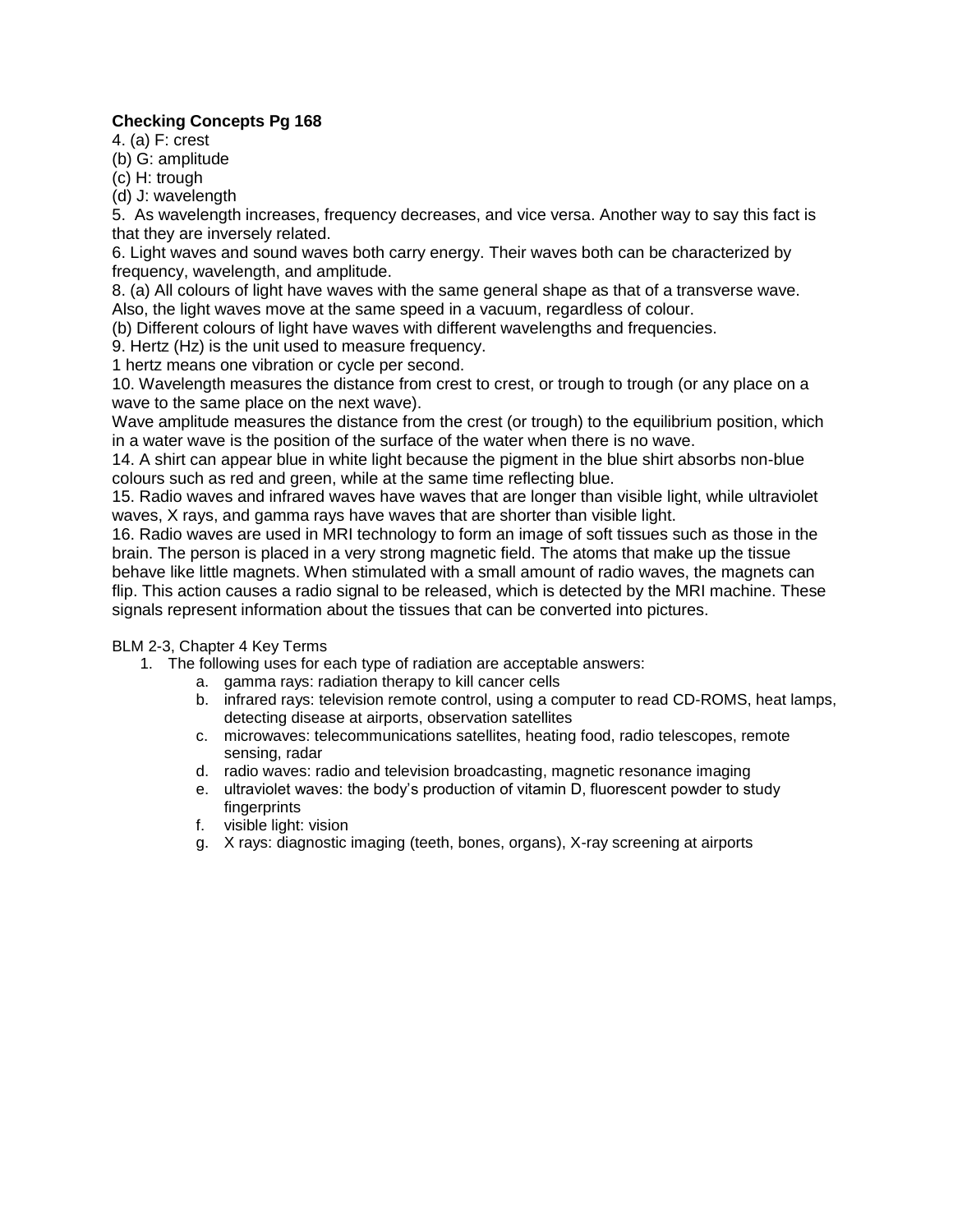**Checking Concepts Pg 168**

4. (a) F: crest
(b) G: amplitude
(c) H: trough
(d) J: wavelength

5. As wavelength increases, frequency decreases, and vice versa. Another way to say this fact is that they are inversely related.

6. Light waves and sound waves both carry energy. Their waves both can be characterized by frequency, wavelength, and amplitude.

8. (a) All colours of light have waves with the same general shape as that of a transverse wave. Also, the light waves move at the same speed in a vacuum, regardless of colour.
(b) Different colours of light have waves with different wavelengths and frequencies.

9. Hertz (Hz) is the unit used to measure frequency.
1 hertz means one vibration or cycle per second.

10. Wavelength measures the distance from crest to crest, or trough to trough (or any place on a wave to the same place on the next wave).
Wave amplitude measures the distance from the crest (or trough) to the equilibrium position, which in a water wave is the position of the surface of the water when there is no wave.

14. A shirt can appear blue in white light because the pigment in the blue shirt absorbs non-blue colours such as red and green, while at the same time reflecting blue.

15. Radio waves and infrared waves have waves that are longer than visible light, while ultraviolet waves, X rays, and gamma rays have waves that are shorter than visible light.

16. Radio waves are used in MRI technology to form an image of soft tissues such as those in the brain. The person is placed in a very strong magnetic field. The atoms that make up the tissue behave like little magnets. When stimulated with a small amount of radio waves, the magnets can flip. This action causes a radio signal to be released, which is detected by the MRI machine. These signals represent information about the tissues that can be converted into pictures.

BLM 2-3, Chapter 4 Key Terms

1. The following uses for each type of radiation are acceptable answers:
   a. gamma rays: radiation therapy to kill cancer cells
   b. infrared rays: television remote control, using a computer to read CD-ROMS, heat lamps, detecting disease at airports, observation satellites
   c. microwaves: telecommunications satellites, heating food, radio telescopes, remote sensing, radar
   d. radio waves: radio and television broadcasting, magnetic resonance imaging
   e. ultraviolet waves: the body's production of vitamin D, fluorescent powder to study fingerprints
   f. visible light: vision
   g. X rays: diagnostic imaging (teeth, bones, organs), X-ray screening at airports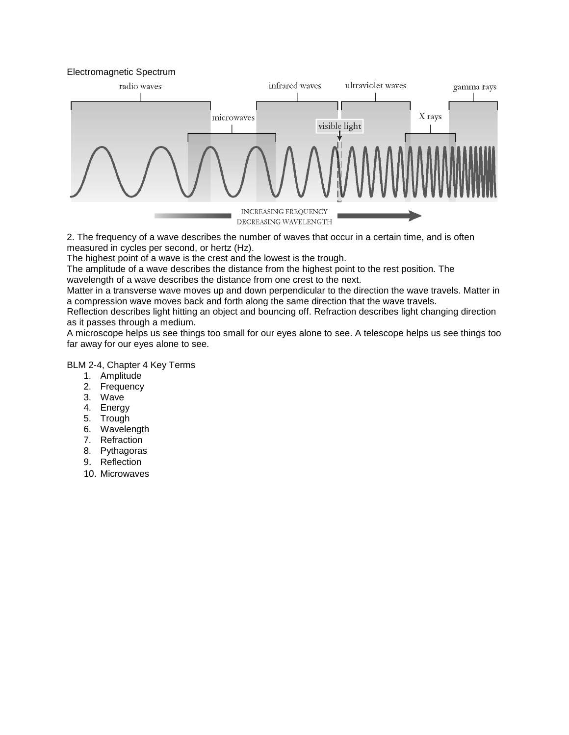Electromagnetic Spectrum

2. The frequency of a wave describes the number of waves that occur in a certain time, and is often measured in cycles per second, or hertz (Hz).
The highest point of a wave is the crest and the lowest is the trough.
The amplitude of a wave describes the distance from the highest point to the rest position. The wavelength of a wave describes the distance from one crest to the next.
Matter in a transverse wave moves up and down perpendicular to the direction the wave travels. Matter in a compression wave moves back and forth along the same direction that the wave travels.
Reflection describes light hitting an object and bouncing off. Refraction describes light changing direction as it passes through a medium.
A microscope helps us see things too small for our eyes alone to see. A telescope helps us see things too far away for our eyes alone to see.

BLM 2-4, Chapter 4 Key Terms

1. Amplitude
2. Frequency
3. Wave
4. Energy
5. Trough
6. Wavelength
7. Refraction
8. Pythagoras
9. Reflection
10. Microwaves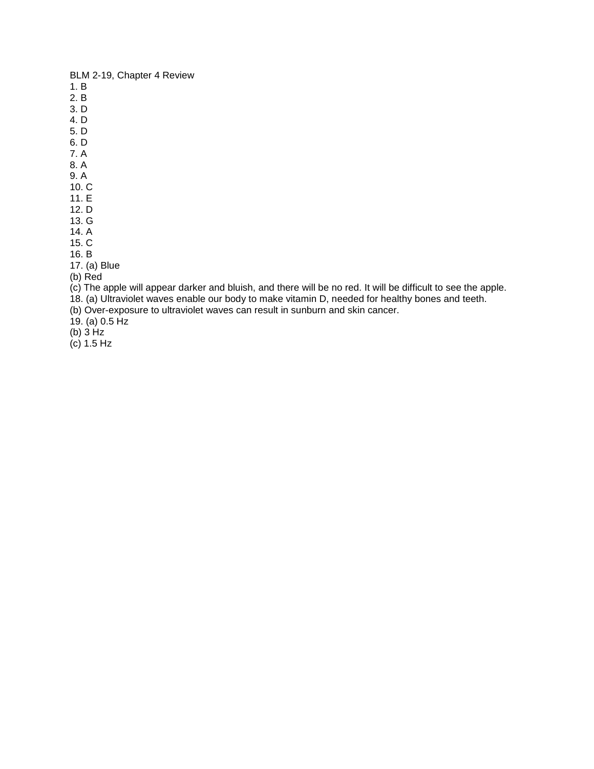BLM 2-19, Chapter 4 Review

1. B
2. B
3. D
4. D
5. D
6. D
7. A
8. A
9. A
10. C
11. E
12. D
13. G
14. A
15. C
16. B
17. (a) Blue
(b) Red
(c) The apple will appear darker and bluish, and there will be no red. It will be difficult to see the apple.
18. (a) Ultraviolet waves enable our body to make vitamin D, needed for healthy bones and teeth.
(b) Over-exposure to ultraviolet waves can result in sunburn and skin cancer.
19. (a) 0.5 Hz
(b) 3 Hz
(c) 1.5 Hz